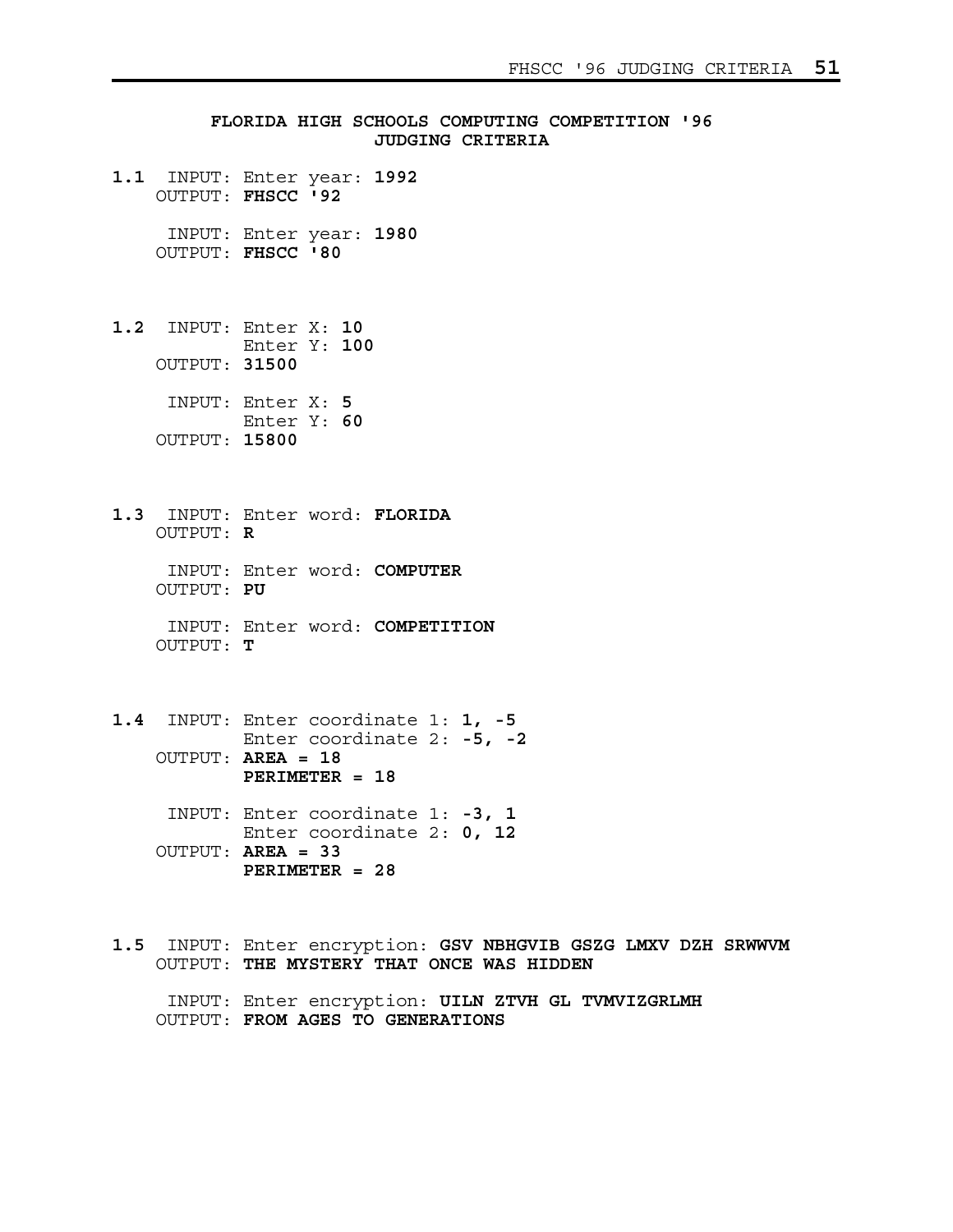## FLORIDA HIGH SCHOOLS COMPUTING COMPETITION '96
## JUDGING CRITERIA

**1.1** INPUT: Enter year: **1992**
OUTPUT: **FHSCC '92**

INPUT: Enter year: **1980**
OUTPUT: **FHSCC '80**

**1.2** INPUT: Enter X: **10**
Enter Y: **100**
OUTPUT: **31500**

INPUT: Enter X: **5**
Enter Y: **60**
OUTPUT: **15800**

**1.3** INPUT: Enter word: **FLORIDA**
OUTPUT: **R**

INPUT: Enter word: **COMPUTER**
OUTPUT: **PU**

INPUT: Enter word: **COMPETITION**
OUTPUT: **T**

**1.4** INPUT: Enter coordinate 1: **1, -5**
Enter coordinate 2: **-5, -2**
OUTPUT: **AREA = 18**
**PERIMETER = 18**

INPUT: Enter coordinate 1: **-3, 1**
Enter coordinate 2: **0, 12**
OUTPUT: **AREA = 33**
**PERIMETER = 28**

**1.5** INPUT: Enter encryption: **GSV NBHGVIB GSZG LMXV DZH SRWWVM**
OUTPUT: **THE MYSTERY THAT ONCE WAS HIDDEN**

INPUT: Enter encryption: **UILN ZTVH GL TVMVIZGRLMH**
OUTPUT: **FROM AGES TO GENERATIONS**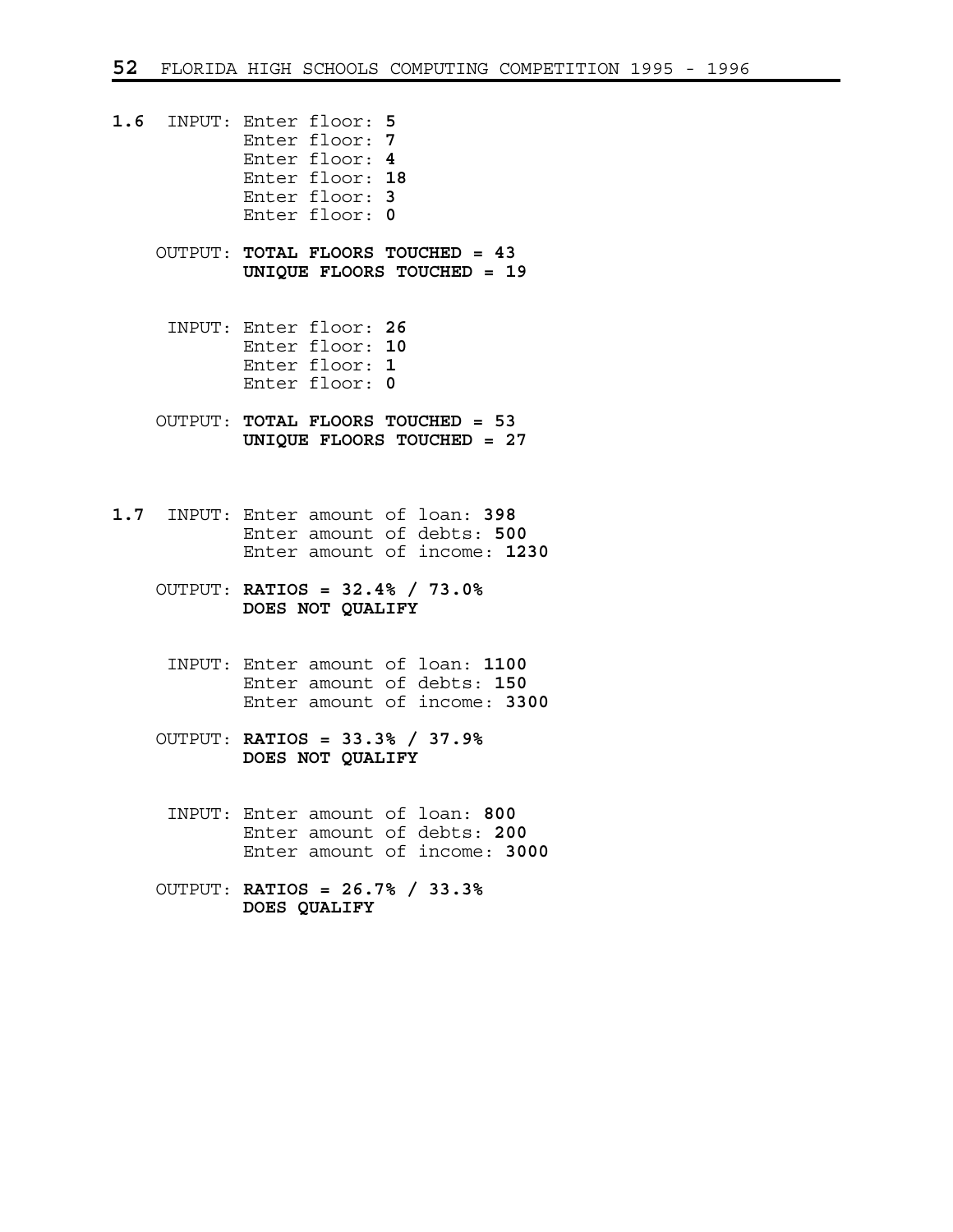**1.6** INPUT: Enter floor: **5**
Enter floor: **7**
Enter floor: **4**
Enter floor: **18**
Enter floor: **3**
Enter floor: **0**

OUTPUT: **TOTAL FLOORS TOUCHED = 43**
**UNIQUE FLOORS TOUCHED = 19**

INPUT: Enter floor: **26**
Enter floor: **10**
Enter floor: **1**
Enter floor: **0**

OUTPUT: **TOTAL FLOORS TOUCHED = 53**
**UNIQUE FLOORS TOUCHED = 27**

**1.7** INPUT: Enter amount of loan: **398**
Enter amount of debts: **500**
Enter amount of income: **1230**

OUTPUT: **RATIOS = 32.4% / 73.0%**
**DOES NOT QUALIFY**

INPUT: Enter amount of loan: **1100**
Enter amount of debts: **150**
Enter amount of income: **3300**

OUTPUT: **RATIOS = 33.3% / 37.9%**
**DOES NOT QUALIFY**

INPUT: Enter amount of loan: **800**
Enter amount of debts: **200**
Enter amount of income: **3000**

OUTPUT: **RATIOS = 26.7% / 33.3%**
**DOES QUALIFY**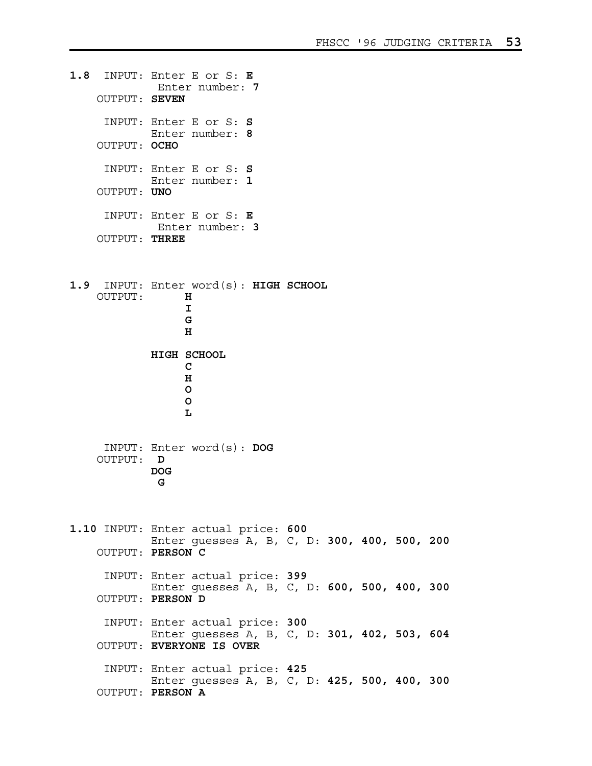**1.8** INPUT: Enter E or S: **E**
Enter number: **7**
OUTPUT: **SEVEN**

INPUT: Enter E or S: **S**
Enter number: **8**
OUTPUT: **OCHO**

INPUT: Enter E or S: **S**
Enter number: **1**
OUTPUT: **UNO**

INPUT: Enter E or S: **E**
Enter number: **3**
OUTPUT: **THREE**

**1.9** INPUT: Enter word(s): **HIGH SCHOOL**

OUTPUT:

```
     H
     I
     G
     H

HIGH SCHOOL
     C
     H
     O
     O
     L
```

INPUT: Enter word(s): **DOG**

OUTPUT:

```
 D
DOG
 G
```

**1.10** INPUT: Enter actual price: **600**
Enter guesses A, B, C, D: **300, 400, 500, 200**
OUTPUT: **PERSON C**

INPUT: Enter actual price: **399**
Enter guesses A, B, C, D: **600, 500, 400, 300**
OUTPUT: **PERSON D**

INPUT: Enter actual price: **300**
Enter guesses A, B, C, D: **301, 402, 503, 604**
OUTPUT: **EVERYONE IS OVER**

INPUT: Enter actual price: **425**
Enter guesses A, B, C, D: **425, 500, 400, 300**
OUTPUT: **PERSON A**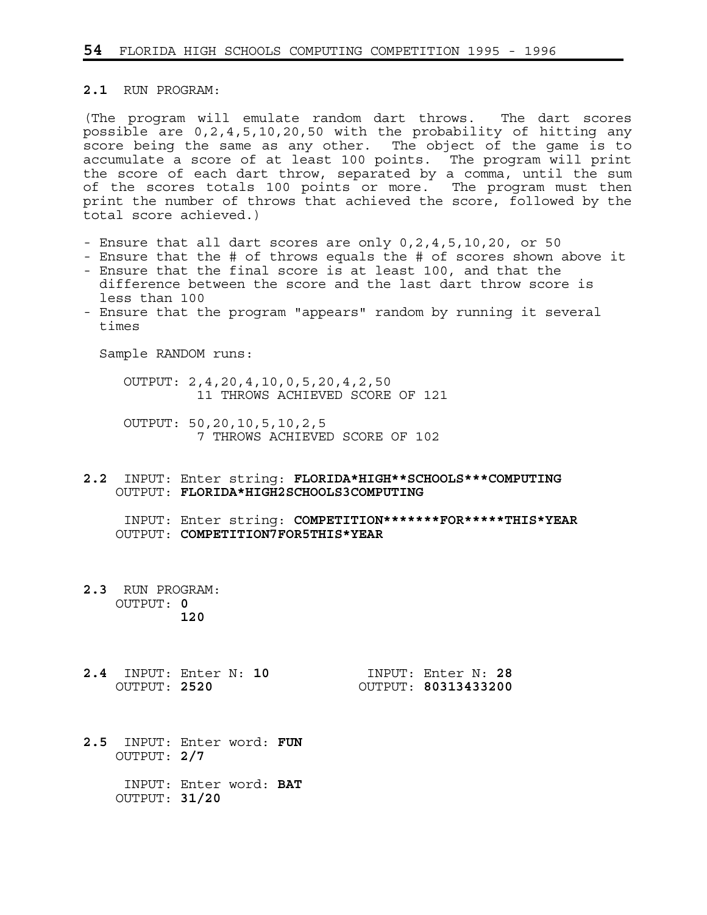**2.1** RUN PROGRAM:

(The program will emulate random dart throws. The dart scores possible are 0,2,4,5,10,20,50 with the probability of hitting any score being the same as any other. The object of the game is to accumulate a score of at least 100 points. The program will print the score of each dart throw, separated by a comma, until the sum of the scores totals 100 points or more. The program must then print the number of throws that achieved the score, followed by the total score achieved.)

- Ensure that all dart scores are only 0,2,4,5,10,20, or 50
- Ensure that the # of throws equals the # of scores shown above it
- Ensure that the final score is at least 100, and that the difference between the score and the last dart throw score is less than 100
- Ensure that the program "appears" random by running it several times

Sample RANDOM runs:

```
OUTPUT: 2,4,20,4,10,0,5,20,4,2,50
         11 THROWS ACHIEVED SCORE OF 121

OUTPUT: 50,20,10,5,10,2,5
         7 THROWS ACHIEVED SCORE OF 102
```

**2.2** INPUT: Enter string: **FLORIDA*HIGH**SCHOOLS***COMPUTING**
OUTPUT: **FLORIDA*HIGH2SCHOOLS3COMPUTING**

INPUT: Enter string: **COMPETITION*******FOR*****THIS*YEAR**
OUTPUT: **COMPETITION7FOR5THIS*YEAR**

**2.3** RUN PROGRAM:
OUTPUT: **0**
**120**

**2.4** INPUT: Enter N: **10**
OUTPUT: **2520**

INPUT: Enter N: **28**
OUTPUT: **80313433200**

**2.5** INPUT: Enter word: **FUN**
OUTPUT: **2/7**

INPUT: Enter word: **BAT**
OUTPUT: **31/20**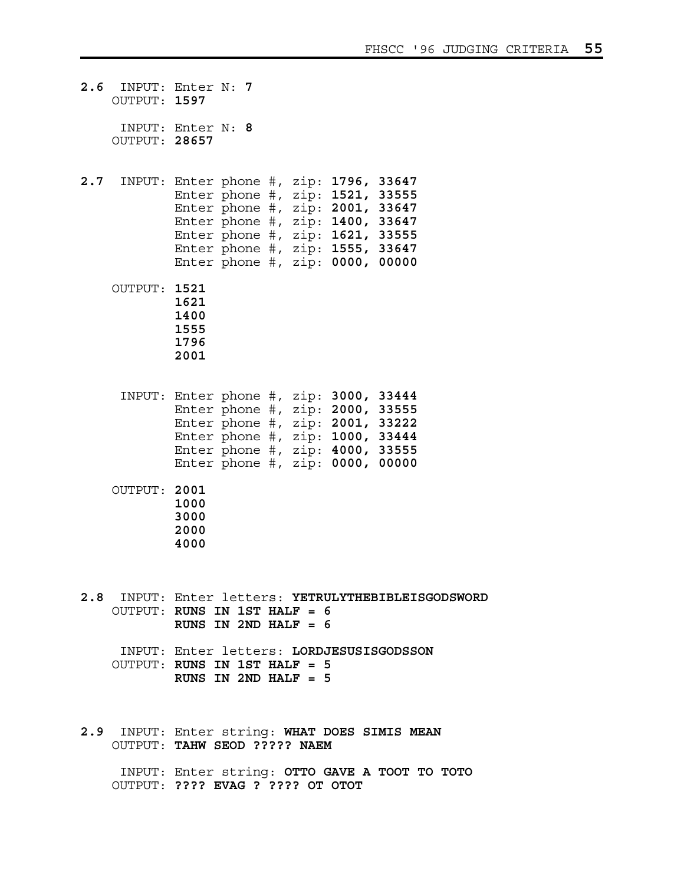**2.6** INPUT: Enter N: **7**
OUTPUT: **1597**

INPUT: Enter N: **8**
OUTPUT: **28657**

**2.7** INPUT:
```
Enter phone #, zip: 1796, 33647
Enter phone #, zip: 1521, 33555
Enter phone #, zip: 2001, 33647
Enter phone #, zip: 1400, 33647
Enter phone #, zip: 1621, 33555
Enter phone #, zip: 1555, 33647
Enter phone #, zip: 0000, 00000
```

OUTPUT:
```
1521
1621
1400
1555
1796
2001
```

INPUT:
```
Enter phone #, zip: 3000, 33444
Enter phone #, zip: 2000, 33555
Enter phone #, zip: 2001, 33222
Enter phone #, zip: 1000, 33444
Enter phone #, zip: 4000, 33555
Enter phone #, zip: 0000, 00000
```

OUTPUT:
```
2001
1000
3000
2000
4000
```

**2.8** INPUT: Enter letters: **YETRULYTHEBIBLEISGODSWORD**
OUTPUT: **RUNS IN 1ST HALF = 6**
**RUNS IN 2ND HALF = 6**

INPUT: Enter letters: **LORDJESUSISGODSSON**
OUTPUT: **RUNS IN 1ST HALF = 5**
**RUNS IN 2ND HALF = 5**

**2.9** INPUT: Enter string: **WHAT DOES SIMIS MEAN**
OUTPUT: **TAHW SEOD ????? NAEM**

INPUT: Enter string: **OTTO GAVE A TOOT TO TOTO**
OUTPUT: **???? EVAG ? ???? OT OTOT**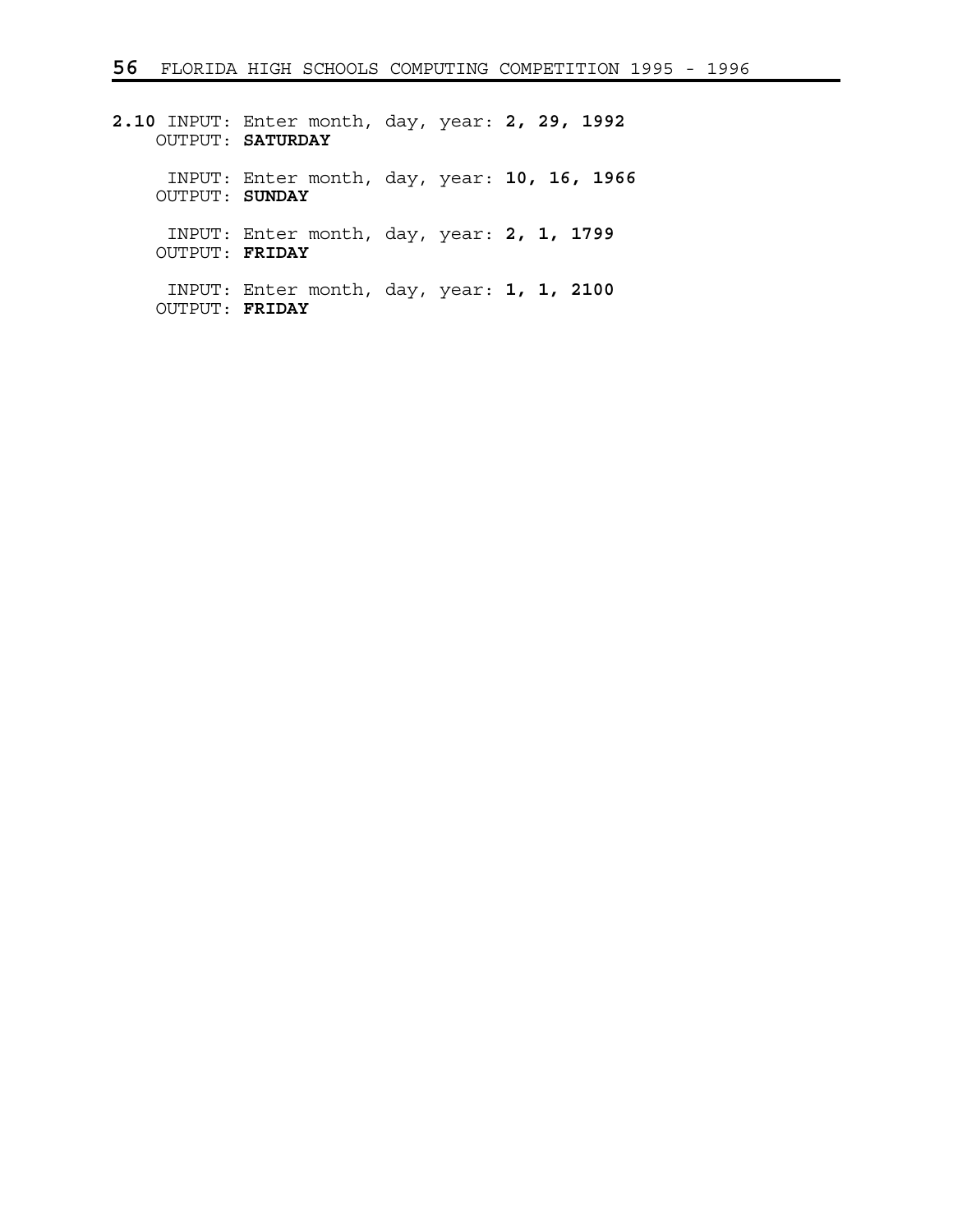**2.10** INPUT: Enter month, day, year: **2, 29, 1992**
OUTPUT: **SATURDAY**

INPUT: Enter month, day, year: **10, 16, 1966**
OUTPUT: **SUNDAY**

INPUT: Enter month, day, year: **2, 1, 1799**
OUTPUT: **FRIDAY**

INPUT: Enter month, day, year: **1, 1, 2100**
OUTPUT: **FRIDAY**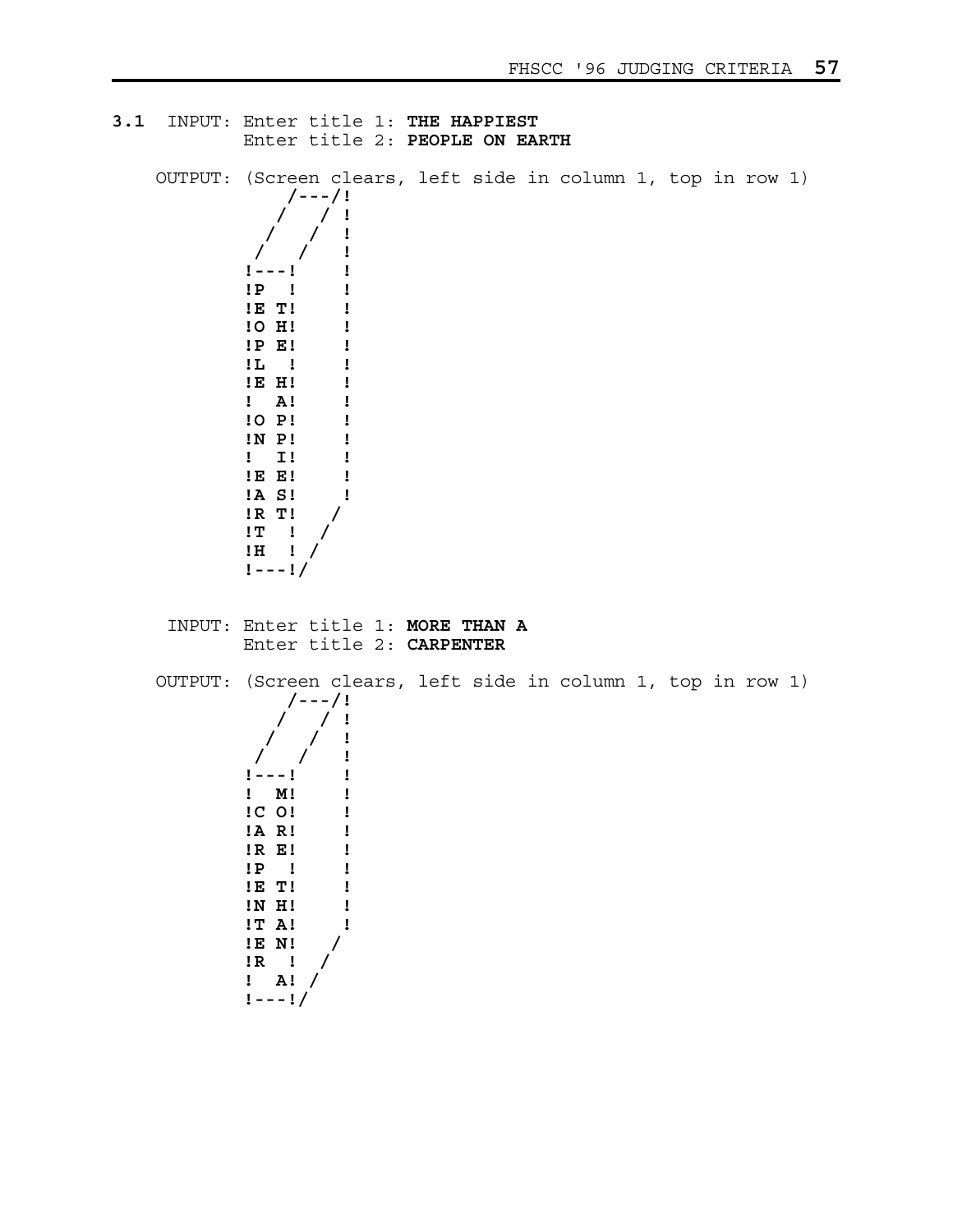**3.1** INPUT: Enter title 1: **THE HAPPIEST**
Enter title 2: **PEOPLE ON EARTH**

OUTPUT: (Screen clears, left side in column 1, top in row 1)

```
    /---/!
   /   / !
  /   /  !
 /   /   !
!---!    !
!P  !    !
!E T!    !
!O H!    !
!P E!    !
!L  !    !
!E H!    !
!  A!    !
!O P!    !
!N P!    !
!  I!    !
!E E!    !
!A S!    !
!R T!   /
!T  !  /
!H  ! /
!---!/
```

INPUT: Enter title 1: **MORE THAN A**
Enter title 2: **CARPENTER**

OUTPUT: (Screen clears, left side in column 1, top in row 1)

```
    /---/!
   /   / !
  /   /  !
 /   /   !
!---!    !
!  M!    !
!C O!    !
!A R!    !
!R E!    !
!P  !    !
!E T!    !
!N H!    !
!T A!    !
!E N!   /
!R  !  /
!  A! /
!---!/
```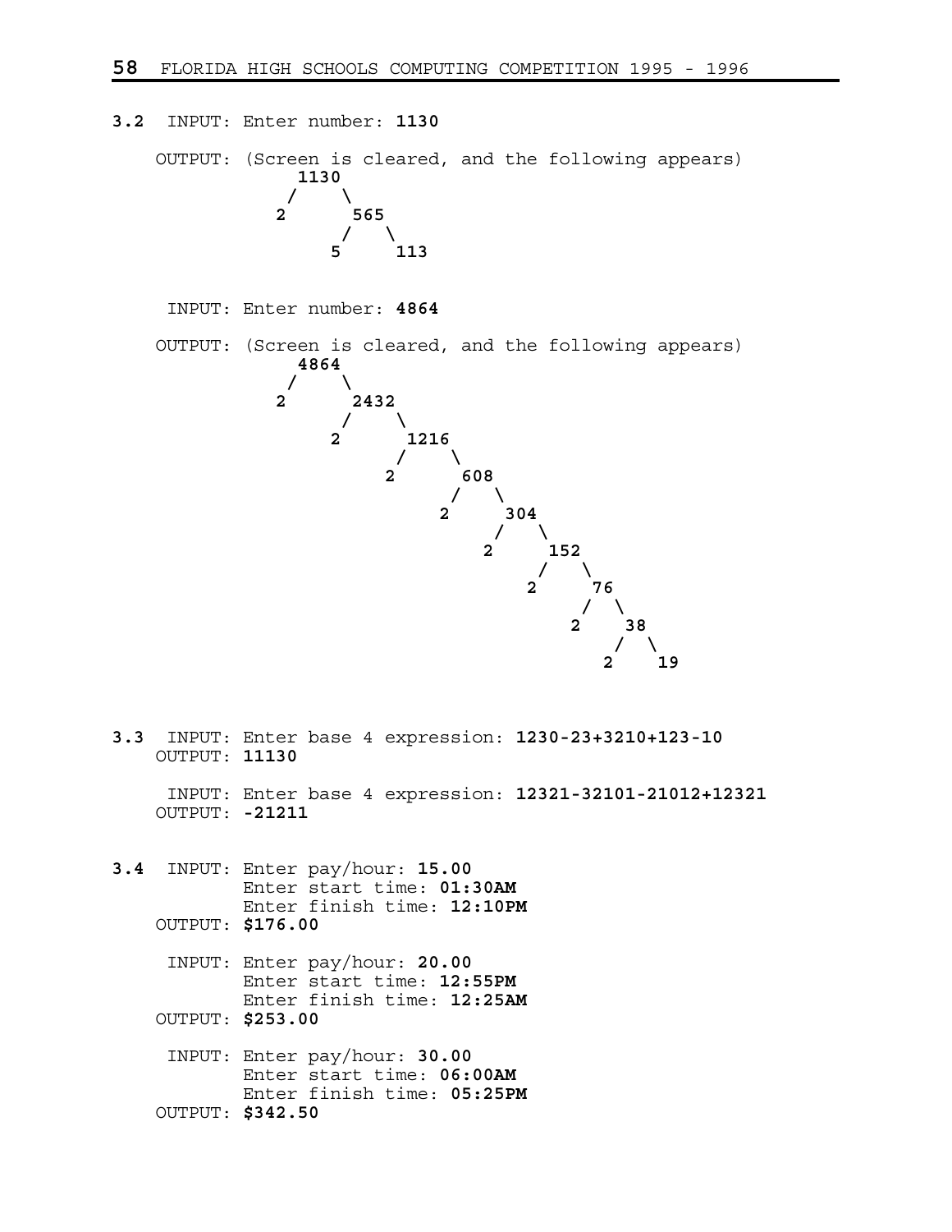**3.2** INPUT: Enter number: **1130**

OUTPUT: (Screen is cleared, and the following appears)

```
      1130
     /    \
    2      565
          /   \
         5     113
```

INPUT: Enter number: **4864**

OUTPUT: (Screen is cleared, and the following appears)

```
      4864
     /    \
    2      2432
          /    \
         2      1216
               /    \
              2      608
                    /   \
                   2     304
                        /   \
                       2     152
                            /   \
                           2     76
                                /  \
                               2    38
                                   /  \
                                  2    19
```

**3.3** INPUT: Enter base 4 expression: **1230-23+3210+123-10**
OUTPUT: **11130**

INPUT: Enter base 4 expression: **12321-32101-21012+12321**
OUTPUT: **-21211**

**3.4** INPUT: Enter pay/hour: **15.00**
Enter start time: **01:30AM**
Enter finish time: **12:10PM**
OUTPUT: **$176.00**

INPUT: Enter pay/hour: **20.00**
Enter start time: **12:55PM**
Enter finish time: **12:25AM**
OUTPUT: **$253.00**

INPUT: Enter pay/hour: **30.00**
Enter start time: **06:00AM**
Enter finish time: **05:25PM**
OUTPUT: **$342.50**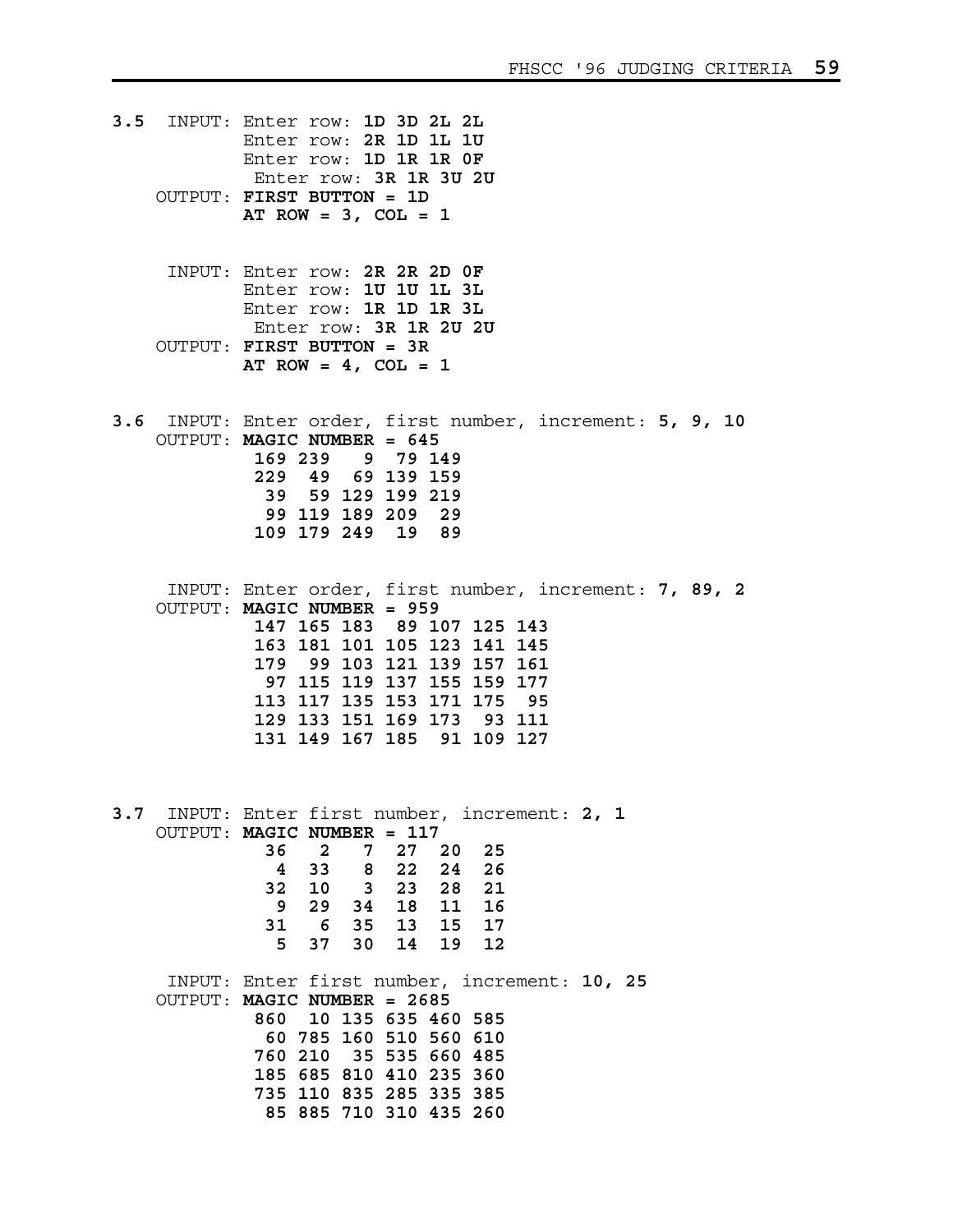**3.5** INPUT: Enter row: **1D 3D 2L 2L**
Enter row: **2R 1D 1L 1U**
Enter row: **1D 1R 1R 0F**
Enter row: **3R 1R 3U 2U**
OUTPUT: **FIRST BUTTON = 1D**
**AT ROW = 3, COL = 1**

INPUT: Enter row: **2R 2R 2D 0F**
Enter row: **1U 1U 1L 3L**
Enter row: **1R 1D 1R 3L**
Enter row: **3R 1R 2U 2U**
OUTPUT: **FIRST BUTTON = 3R**
**AT ROW = 4, COL = 1**

**3.6** INPUT: Enter order, first number, increment: **5, 9, 10**
OUTPUT: **MAGIC NUMBER = 645**

```
 169 239   9  79 149
 229  49  69 139 159
  39  59 129 199 219
  99 119 189 209  29
 109 179 249  19  89
```

INPUT: Enter order, first number, increment: **7, 89, 2**
OUTPUT: **MAGIC NUMBER = 959**

```
 147 165 183  89 107 125 143
 163 181 101 105 123 141 145
 179  99 103 121 139 157 161
  97 115 119 137 155 159 177
 113 117 135 153 171 175  95
 129 133 151 169 173  93 111
 131 149 167 185  91 109 127
```

**3.7** INPUT: Enter first number, increment: **2, 1**
OUTPUT: **MAGIC NUMBER = 117**

```
  36   2   7  27  20  25
   4  33   8  22  24  26
  32  10   3  23  28  21
   9  29  34  18  11  16
  31   6  35  13  15  17
   5  37  30  14  19  12
```

INPUT: Enter first number, increment: **10, 25**
OUTPUT: **MAGIC NUMBER = 2685**

```
 860  10 135 635 460 585
  60 785 160 510 560 610
 760 210  35 535 660 485
 185 685 810 410 235 360
 735 110 835 285 335 385
  85 885 710 310 435 260
```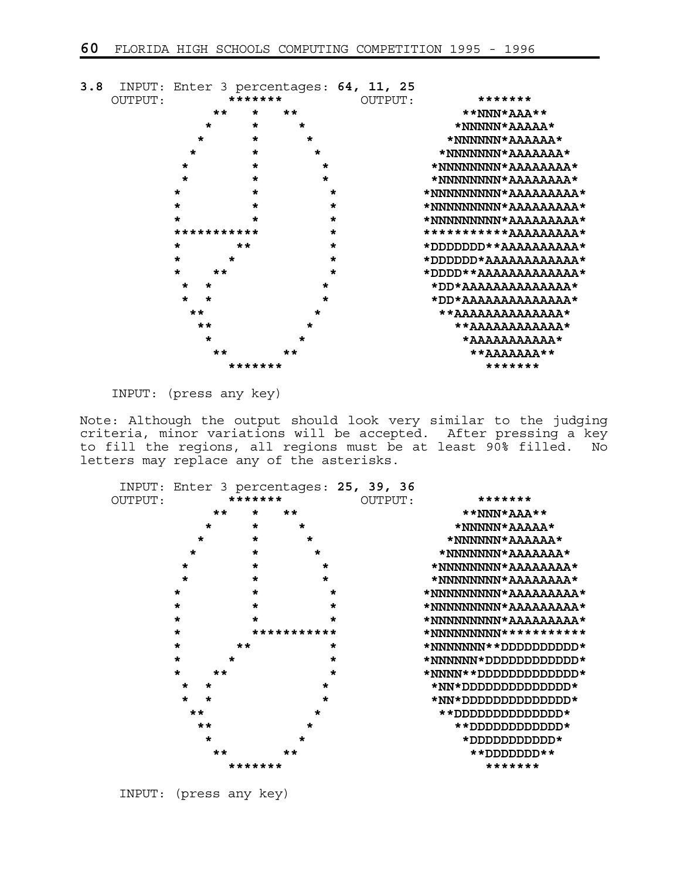**3.8** INPUT: Enter 3 percentages: **64, 11, 25**

```
OUTPUT:        *******            OUTPUT:        *******
             **   *   **                       **NNN*AAA**
            *     *     *                     *NNNNN*AAAAA*
           *      *      *                   *NNNNNN*AAAAAA*
          *       *       *                 *NNNNNNN*AAAAAAA*
         *        *        *               *NNNNNNNN*AAAAAAAA*
         *        *        *               *NNNNNNNN*AAAAAAAA*
        *         *         *             *NNNNNNNNN*AAAAAAAAA*
        *         *         *             *NNNNNNNNN*AAAAAAAAA*
        *         *         *             *NNNNNNNNN*AAAAAAAAA*
        ***********         *             ***********AAAAAAAAA*
        *       **          *             *DDDDDDD**AAAAAAAAAA*
        *      *            *             *DDDDDD*AAAAAAAAAAAA*
        *    **             *             *DDDD**AAAAAAAAAAAAA*
         *  *              *               *DD*AAAAAAAAAAAAAA*
         *  *              *               *DD*AAAAAAAAAAAAAA*
          **              *                 **AAAAAAAAAAAAAA*
           **            *                    **AAAAAAAAAAAA*
            *           *                      *AAAAAAAAAAA*
             **       **                        **AAAAAAA**
               *******                            *******
```

INPUT: (press any key)

Note: Although the output should look very similar to the judging criteria, minor variations will be accepted. After pressing a key to fill the regions, all regions must be at least 90% filled. No letters may replace any of the asterisks.

INPUT: Enter 3 percentages: **25, 39, 36**

```
OUTPUT:        *******            OUTPUT:        *******
             **   *   **                       **NNN*AAA**
            *     *     *                     *NNNNN*AAAAA*
           *      *      *                   *NNNNNN*AAAAAA*
          *       *       *                 *NNNNNNN*AAAAAAA*
         *        *        *               *NNNNNNNN*AAAAAAAA*
         *        *        *               *NNNNNNNN*AAAAAAAA*
        *         *         *             *NNNNNNNNN*AAAAAAAAA*
        *         *         *             *NNNNNNNNN*AAAAAAAAA*
        *         *         *             *NNNNNNNNN*AAAAAAAAA*
        *         ***********             *NNNNNNNNN***********
        *       **          *             *NNNNNNN**DDDDDDDDDD*
        *      *            *             *NNNNNN*DDDDDDDDDDDD*
        *    **             *             *NNNN**DDDDDDDDDDDDD*
         *  *              *               *NN*DDDDDDDDDDDDDD*
         *  *              *               *NN*DDDDDDDDDDDDDD*
          **              *                 **DDDDDDDDDDDDDD*
           **            *                    **DDDDDDDDDDDD*
            *           *                      *DDDDDDDDDDD*
             **       **                        **DDDDDDD**
               *******                            *******
```

INPUT: (press any key)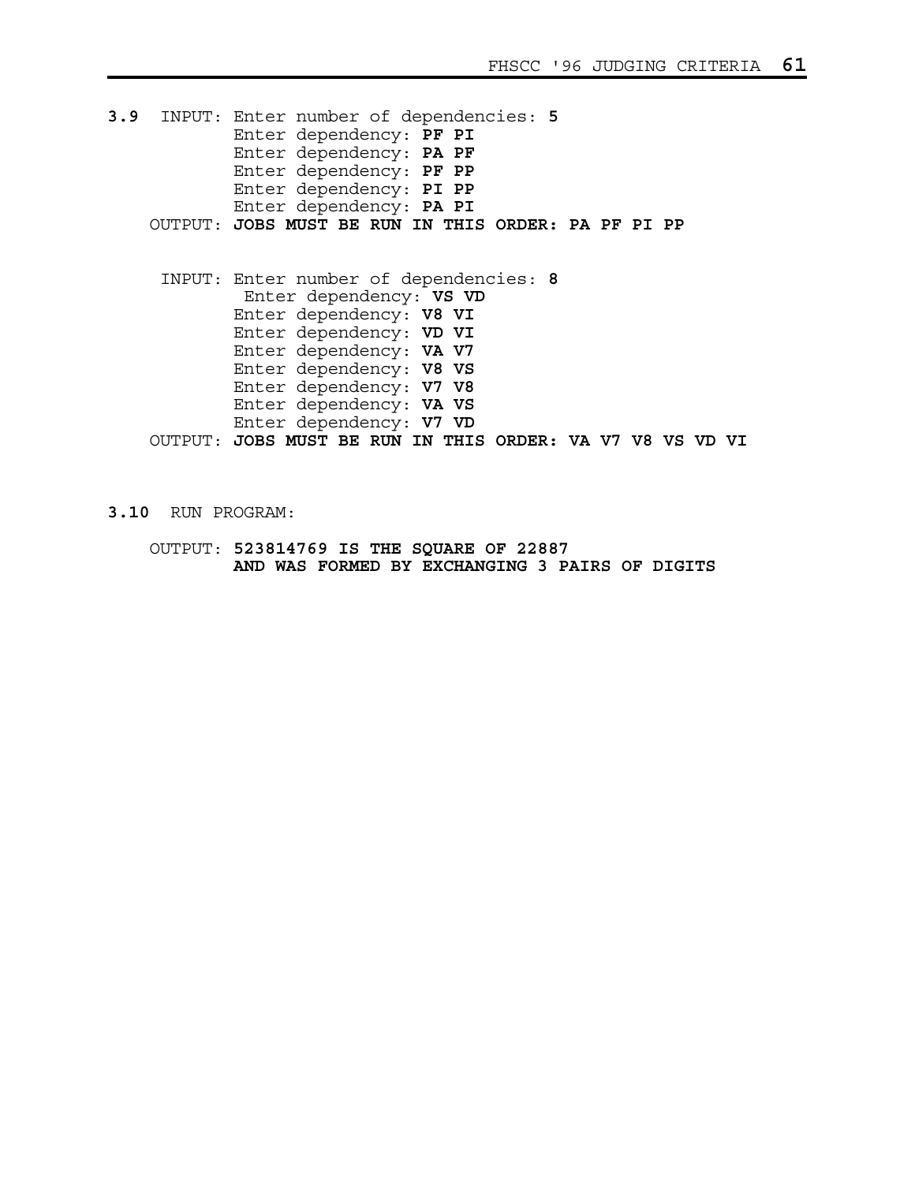**3.9** INPUT: Enter number of dependencies: **5**
Enter dependency: **PF PI**
Enter dependency: **PA PF**
Enter dependency: **PF PP**
Enter dependency: **PI PP**
Enter dependency: **PA PI**
OUTPUT: **JOBS MUST BE RUN IN THIS ORDER: PA PF PI PP**

INPUT: Enter number of dependencies: **8**
Enter dependency: **VS VD**
Enter dependency: **V8 VI**
Enter dependency: **VD VI**
Enter dependency: **VA V7**
Enter dependency: **V8 VS**
Enter dependency: **V7 V8**
Enter dependency: **VA VS**
Enter dependency: **V7 VD**
OUTPUT: **JOBS MUST BE RUN IN THIS ORDER: VA V7 V8 VS VD VI**

**3.10** RUN PROGRAM:

OUTPUT: **523814769 IS THE SQUARE OF 22887**
**AND WAS FORMED BY EXCHANGING 3 PAIRS OF DIGITS**